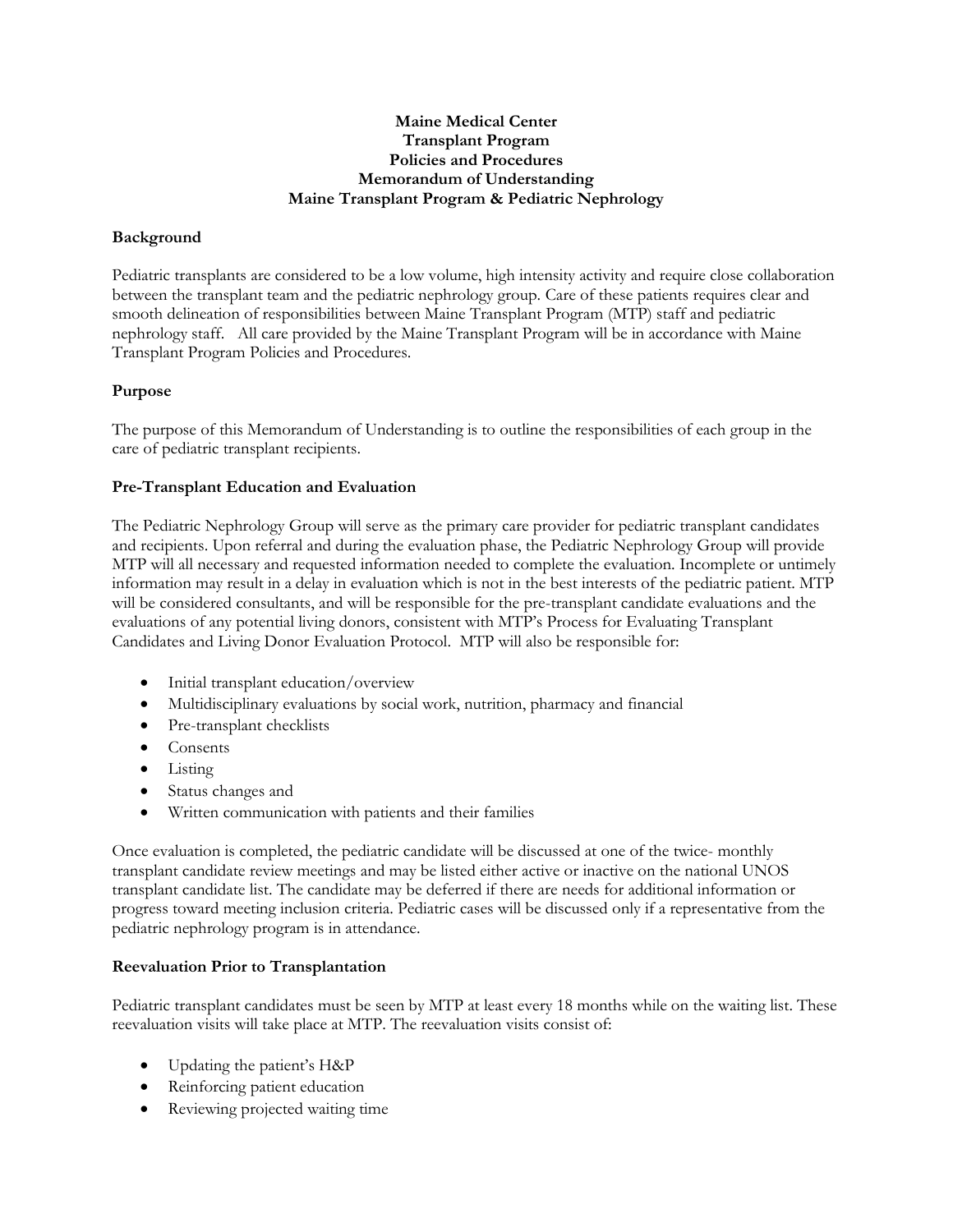# Maine Medical Center
# Transplant Program
# Policies and Procedures
# Memorandum of Understanding
# Maine Transplant Program & Pediatric Nephrology

## Background

Pediatric transplants are considered to be a low volume, high intensity activity and require close collaboration between the transplant team and the pediatric nephrology group. Care of these patients requires clear and smooth delineation of responsibilities between Maine Transplant Program (MTP) staff and pediatric nephrology staff. All care provided by the Maine Transplant Program will be in accordance with Maine Transplant Program Policies and Procedures.

## Purpose

The purpose of this Memorandum of Understanding is to outline the responsibilities of each group in the care of pediatric transplant recipients.

## Pre-Transplant Education and Evaluation

The Pediatric Nephrology Group will serve as the primary care provider for pediatric transplant candidates and recipients. Upon referral and during the evaluation phase, the Pediatric Nephrology Group will provide MTP will all necessary and requested information needed to complete the evaluation. Incomplete or untimely information may result in a delay in evaluation which is not in the best interests of the pediatric patient. MTP will be considered consultants, and will be responsible for the pre-transplant candidate evaluations and the evaluations of any potential living donors, consistent with MTP's Process for Evaluating Transplant Candidates and Living Donor Evaluation Protocol. MTP will also be responsible for:

- Initial transplant education/overview
- Multidisciplinary evaluations by social work, nutrition, pharmacy and financial
- Pre-transplant checklists
- Consents
- Listing
- Status changes and
- Written communication with patients and their families

Once evaluation is completed, the pediatric candidate will be discussed at one of the twice- monthly transplant candidate review meetings and may be listed either active or inactive on the national UNOS transplant candidate list. The candidate may be deferred if there are needs for additional information or progress toward meeting inclusion criteria. Pediatric cases will be discussed only if a representative from the pediatric nephrology program is in attendance.

## Reevaluation Prior to Transplantation

Pediatric transplant candidates must be seen by MTP at least every 18 months while on the waiting list. These reevaluation visits will take place at MTP. The reevaluation visits consist of:

- Updating the patient's H&P
- Reinforcing patient education
- Reviewing projected waiting time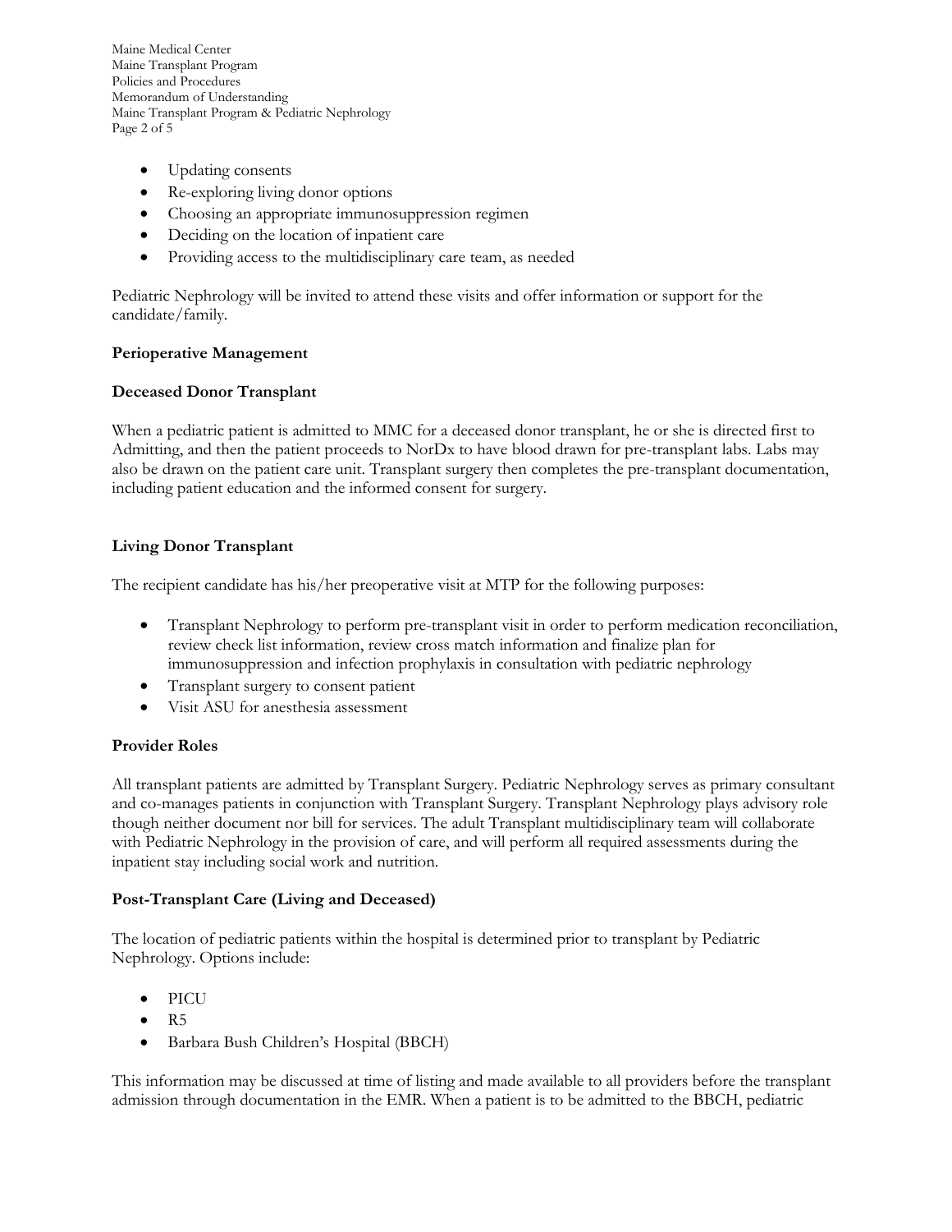- Updating consents
- Re-exploring living donor options
- Choosing an appropriate immunosuppression regimen
- Deciding on the location of inpatient care
- Providing access to the multidisciplinary care team, as needed

Pediatric Nephrology will be invited to attend these visits and offer information or support for the candidate/family.

**Perioperative Management**

**Deceased Donor Transplant**

When a pediatric patient is admitted to MMC for a deceased donor transplant, he or she is directed first to Admitting, and then the patient proceeds to NorDx to have blood drawn for pre-transplant labs. Labs may also be drawn on the patient care unit. Transplant surgery then completes the pre-transplant documentation, including patient education and the informed consent for surgery.

**Living Donor Transplant**

The recipient candidate has his/her preoperative visit at MTP for the following purposes:

- Transplant Nephrology to perform pre-transplant visit in order to perform medication reconciliation, review check list information, review cross match information and finalize plan for immunosuppression and infection prophylaxis in consultation with pediatric nephrology
- Transplant surgery to consent patient
- Visit ASU for anesthesia assessment

**Provider Roles**

All transplant patients are admitted by Transplant Surgery. Pediatric Nephrology serves as primary consultant and co-manages patients in conjunction with Transplant Surgery. Transplant Nephrology plays advisory role though neither document nor bill for services. The adult Transplant multidisciplinary team will collaborate with Pediatric Nephrology in the provision of care, and will perform all required assessments during the inpatient stay including social work and nutrition.

**Post-Transplant Care (Living and Deceased)**

The location of pediatric patients within the hospital is determined prior to transplant by Pediatric Nephrology. Options include:

- PICU
- R5
- Barbara Bush Children's Hospital (BBCH)

This information may be discussed at time of listing and made available to all providers before the transplant admission through documentation in the EMR. When a patient is to be admitted to the BBCH, pediatric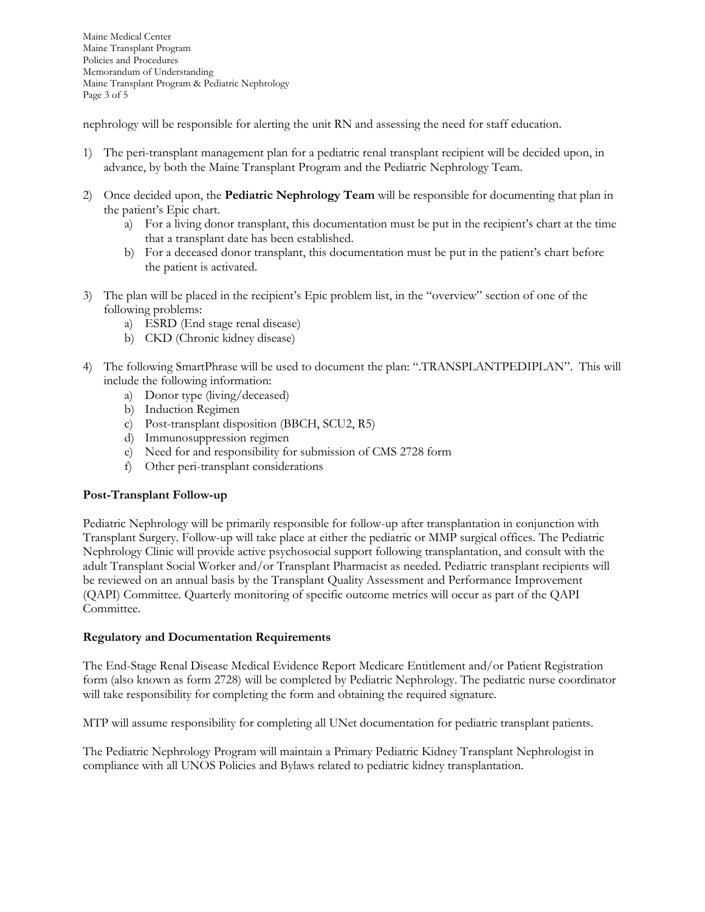nephrology will be responsible for alerting the unit RN and assessing the need for staff education.

1) The peri-transplant management plan for a pediatric renal transplant recipient will be decided upon, in advance, by both the Maine Transplant Program and the Pediatric Nephrology Team.

2) Once decided upon, the **Pediatric Nephrology Team** will be responsible for documenting that plan in the patient's Epic chart.
   a) For a living donor transplant, this documentation must be put in the recipient's chart at the time that a transplant date has been established.
   b) For a deceased donor transplant, this documentation must be put in the patient's chart before the patient is activated.

3) The plan will be placed in the recipient's Epic problem list, in the "overview" section of one of the following problems:
   a) ESRD (End stage renal disease)
   b) CKD (Chronic kidney disease)

4) The following SmartPhrase will be used to document the plan: ".TRANSPLANTPEDIPLAN". This will include the following information:
   a) Donor type (living/deceased)
   b) Induction Regimen
   c) Post-transplant disposition (BBCH, SCU2, R5)
   d) Immunosuppression regimen
   e) Need for and responsibility for submission of CMS 2728 form
   f) Other peri-transplant considerations

**Post-Transplant Follow-up**

Pediatric Nephrology will be primarily responsible for follow-up after transplantation in conjunction with Transplant Surgery. Follow-up will take place at either the pediatric or MMP surgical offices. The Pediatric Nephrology Clinic will provide active psychosocial support following transplantation, and consult with the adult Transplant Social Worker and/or Transplant Pharmacist as needed. Pediatric transplant recipients will be reviewed on an annual basis by the Transplant Quality Assessment and Performance Improvement (QAPI) Committee. Quarterly monitoring of specific outcome metrics will occur as part of the QAPI Committee.

**Regulatory and Documentation Requirements**

The End-Stage Renal Disease Medical Evidence Report Medicare Entitlement and/or Patient Registration form (also known as form 2728) will be completed by Pediatric Nephrology. The pediatric nurse coordinator will take responsibility for completing the form and obtaining the required signature.

MTP will assume responsibility for completing all UNet documentation for pediatric transplant patients.

The Pediatric Nephrology Program will maintain a Primary Pediatric Kidney Transplant Nephrologist in compliance with all UNOS Policies and Bylaws related to pediatric kidney transplantation.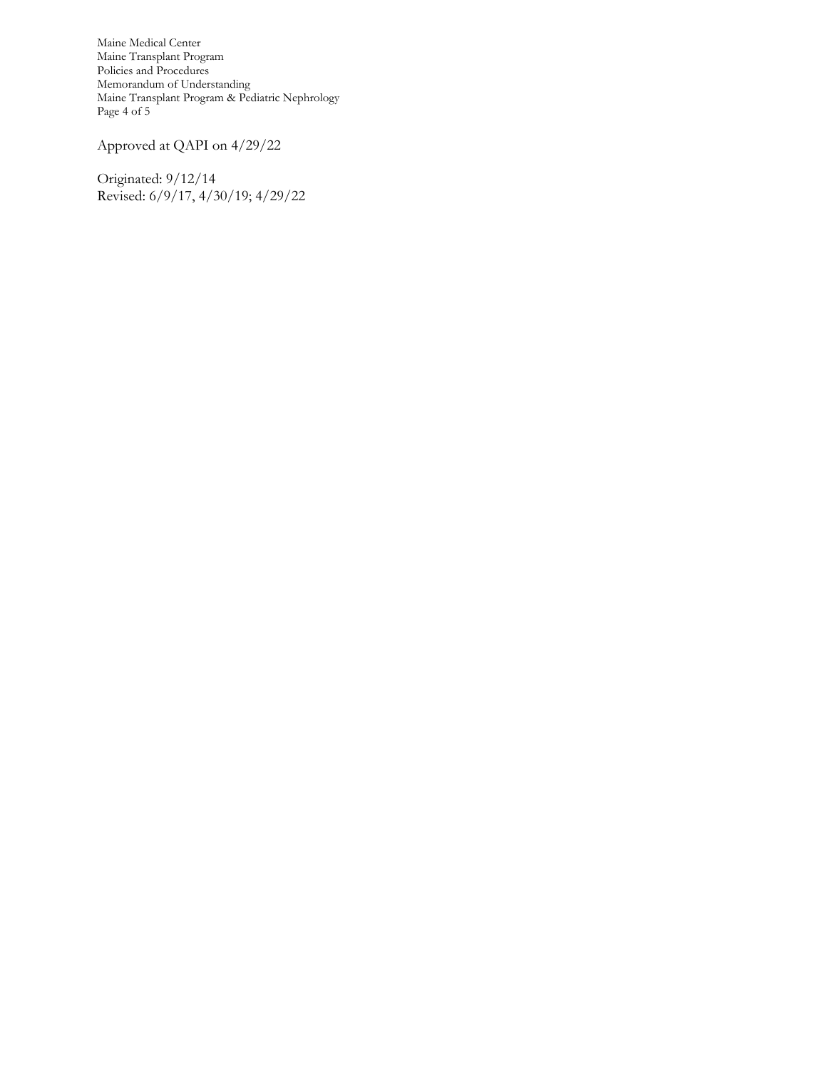Approved at QAPI on 4/29/22

Originated: 9/12/14
Revised: 6/9/17, 4/30/19; 4/29/22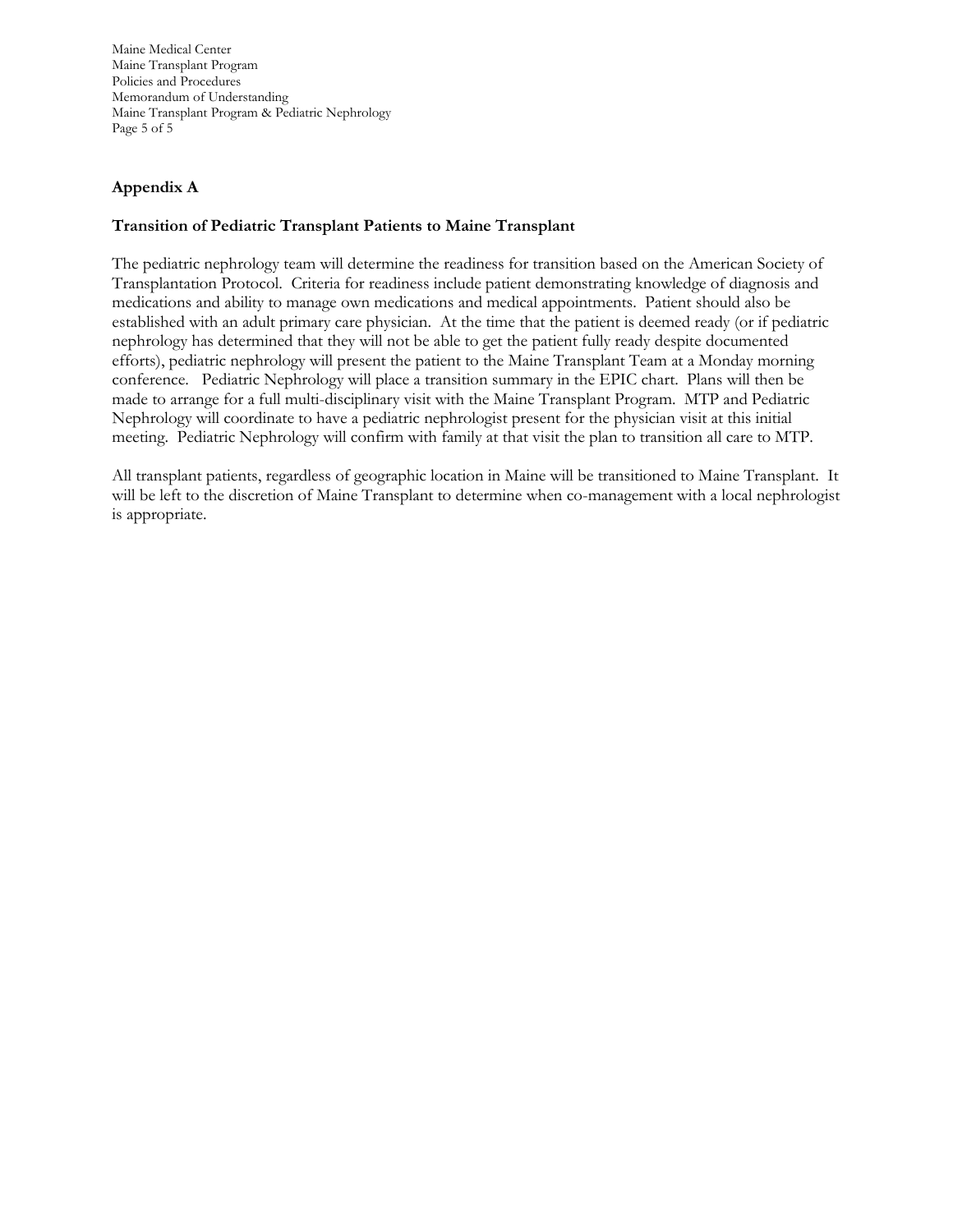## Appendix A

### Transition of Pediatric Transplant Patients to Maine Transplant

The pediatric nephrology team will determine the readiness for transition based on the American Society of Transplantation Protocol. Criteria for readiness include patient demonstrating knowledge of diagnosis and medications and ability to manage own medications and medical appointments. Patient should also be established with an adult primary care physician. At the time that the patient is deemed ready (or if pediatric nephrology has determined that they will not be able to get the patient fully ready despite documented efforts), pediatric nephrology will present the patient to the Maine Transplant Team at a Monday morning conference. Pediatric Nephrology will place a transition summary in the EPIC chart. Plans will then be made to arrange for a full multi-disciplinary visit with the Maine Transplant Program. MTP and Pediatric Nephrology will coordinate to have a pediatric nephrologist present for the physician visit at this initial meeting. Pediatric Nephrology will confirm with family at that visit the plan to transition all care to MTP.

All transplant patients, regardless of geographic location in Maine will be transitioned to Maine Transplant. It will be left to the discretion of Maine Transplant to determine when co-management with a local nephrologist is appropriate.